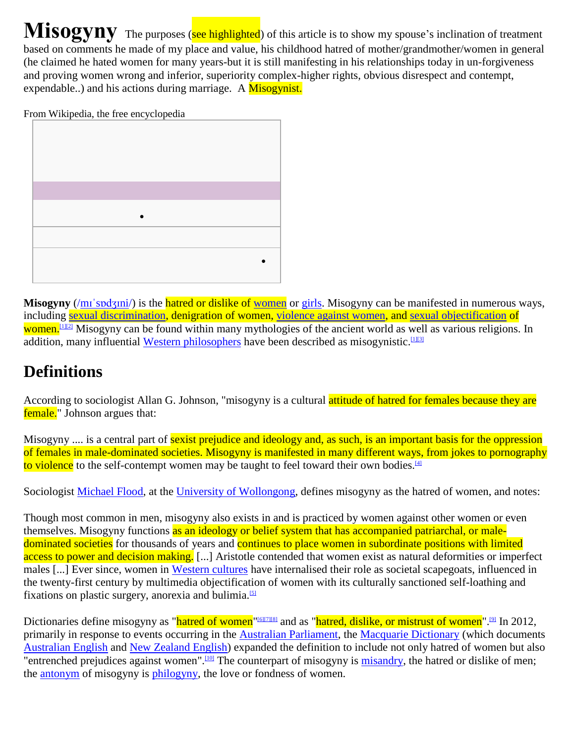# Misogyny

The purposes (see highlighted) of this article is to show my spouse's inclination of treatment based on comments he made of my place and value, his childhood hatred of mother/grandmother/women in general (he claimed he hated women for many years-but it is still manifesting in his relationships today in un-forgiveness and proving women wrong and inferior, superiority complex-higher rights, obvious disrespect and contempt, expendable..) and his actions during marriage. A Misogynist.

From Wikipedia, the free encyclopedia

**Misogyny** (/mɪˈsɒdʒɪni/) is the hatred or dislike of women or girls. Misogyny can be manifested in numerous ways, including sexual discrimination, denigration of women, violence against women, and sexual objectification of women.[1][2] Misogyny can be found within many mythologies of the ancient world as well as various religions. In addition, many influential Western philosophers have been described as misogynistic.[1][3]

## Definitions

According to sociologist Allan G. Johnson, "misogyny is a cultural attitude of hatred for females because they are female." Johnson argues that:

Misogyny .... is a central part of sexist prejudice and ideology and, as such, is an important basis for the oppression of females in male-dominated societies. Misogyny is manifested in many different ways, from jokes to pornography to violence to the self-contempt women may be taught to feel toward their own bodies.[4]

Sociologist Michael Flood, at the University of Wollongong, defines misogyny as the hatred of women, and notes:

Though most common in men, misogyny also exists in and is practiced by women against other women or even themselves. Misogyny functions as an ideology or belief system that has accompanied patriarchal, or male-dominated societies for thousands of years and continues to place women in subordinate positions with limited access to power and decision making. [...] Aristotle contended that women exist as natural deformities or imperfect males [...] Ever since, women in Western cultures have internalised their role as societal scapegoats, influenced in the twenty-first century by multimedia objectification of women with its culturally sanctioned self-loathing and fixations on plastic surgery, anorexia and bulimia.[5]

Dictionaries define misogyny as "hatred of women"[6][7][8] and as "hatred, dislike, or mistrust of women".[9] In 2012, primarily in response to events occurring in the Australian Parliament, the Macquarie Dictionary (which documents Australian English and New Zealand English) expanded the definition to include not only hatred of women but also "entrenched prejudices against women".[10] The counterpart of misogyny is misandry, the hatred or dislike of men; the antonym of misogyny is philogyny, the love or fondness of women.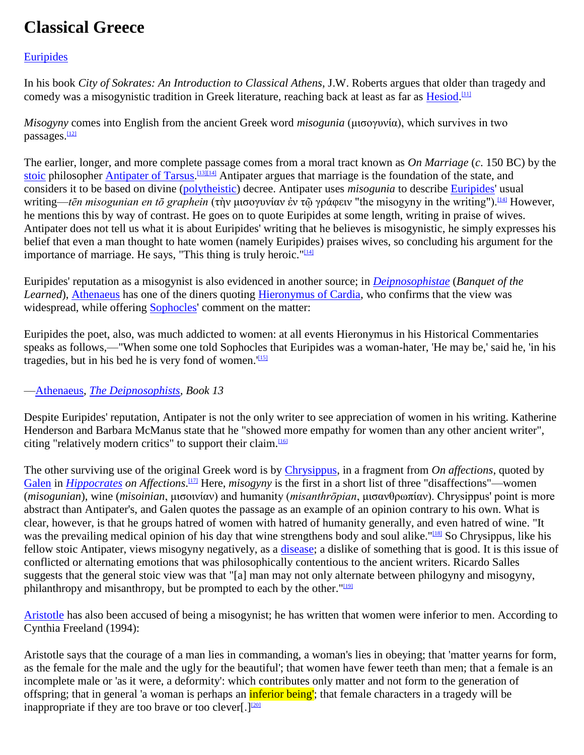# Classical Greece

Euripides

In his book *City of Sokrates: An Introduction to Classical Athens*, J.W. Roberts argues that older than tragedy and comedy was a misogynistic tradition in Greek literature, reaching back at least as far as Hesiod.[11]

*Misogyny* comes into English from the ancient Greek word *misogunia* (μισογυνία), which survives in two passages.[12]

The earlier, longer, and more complete passage comes from a moral tract known as *On Marriage* (*c*. 150 BC) by the stoic philosopher Antipater of Tarsus.[13][14] Antipater argues that marriage is the foundation of the state, and considers it to be based on divine (polytheistic) decree. Antipater uses *misogunia* to describe Euripides' usual writing—*tēn misogunian en tō graphein* (τὴν μισογυνίαν ἐν τῷ γράφειν "the misogyny in the writing").[14] However, he mentions this by way of contrast. He goes on to quote Euripides at some length, writing in praise of wives. Antipater does not tell us what it is about Euripides' writing that he believes is misogynistic, he simply expresses his belief that even a man thought to hate women (namely Euripides) praises wives, so concluding his argument for the importance of marriage. He says, "This thing is truly heroic."[14]

Euripides' reputation as a misogynist is also evidenced in another source; in *Deipnosophistae* (*Banquet of the Learned*), Athenaeus has one of the diners quoting Hieronymus of Cardia, who confirms that the view was widespread, while offering Sophocles' comment on the matter:

Euripides the poet, also, was much addicted to women: at all events Hieronymus in his Historical Commentaries speaks as follows,—"When some one told Sophocles that Euripides was a woman-hater, 'He may be,' said he, 'in his tragedies, but in his bed he is very fond of women.'[15]

—Athenaeus, *The Deipnosophists*, *Book 13*

Despite Euripides' reputation, Antipater is not the only writer to see appreciation of women in his writing. Katherine Henderson and Barbara McManus state that he "showed more empathy for women than any other ancient writer", citing "relatively modern critics" to support their claim.[16]

The other surviving use of the original Greek word is by Chrysippus, in a fragment from *On affections*, quoted by Galen in *Hippocrates on Affections*.[17] Here, *misogyny* is the first in a short list of three "disaffections"—women (*misogunian*), wine (*misoinian*, μισοινίαν) and humanity (*misanthrōpian*, μισανθρωπίαν). Chrysippus' point is more abstract than Antipater's, and Galen quotes the passage as an example of an opinion contrary to his own. What is clear, however, is that he groups hatred of women with hatred of humanity generally, and even hatred of wine. "It was the prevailing medical opinion of his day that wine strengthens body and soul alike."[18] So Chrysippus, like his fellow stoic Antipater, views misogyny negatively, as a disease; a dislike of something that is good. It is this issue of conflicted or alternating emotions that was philosophically contentious to the ancient writers. Ricardo Salles suggests that the general stoic view was that "[a] man may not only alternate between philogyny and misogyny, philanthropy and misanthropy, but be prompted to each by the other."[19]

Aristotle has also been accused of being a misogynist; he has written that women were inferior to men. According to Cynthia Freeland (1994):

Aristotle says that the courage of a man lies in commanding, a woman's lies in obeying; that 'matter yearns for form, as the female for the male and the ugly for the beautiful'; that women have fewer teeth than men; that a female is an incomplete male or 'as it were, a deformity': which contributes only matter and not form to the generation of offspring; that in general 'a woman is perhaps an inferior being'; that female characters in a tragedy will be inappropriate if they are too brave or too clever[.][20]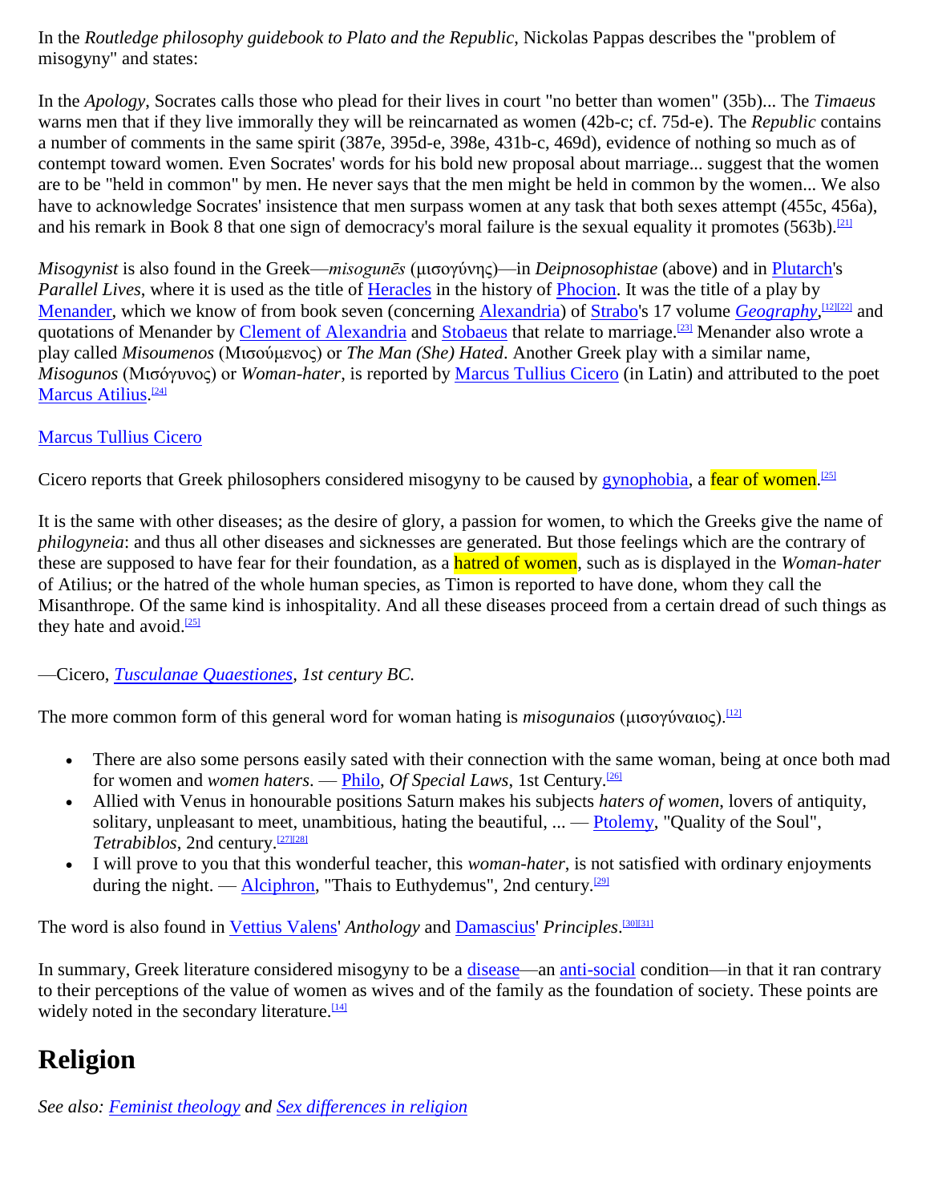In the *Routledge philosophy guidebook to Plato and the Republic*, Nickolas Pappas describes the "problem of misogyny" and states:

In the *Apology*, Socrates calls those who plead for their lives in court "no better than women" (35b)... The *Timaeus* warns men that if they live immorally they will be reincarnated as women (42b-c; cf. 75d-e). The *Republic* contains a number of comments in the same spirit (387e, 395d-e, 398e, 431b-c, 469d), evidence of nothing so much as of contempt toward women. Even Socrates' words for his bold new proposal about marriage... suggest that the women are to be "held in common" by men. He never says that the men might be held in common by the women... We also have to acknowledge Socrates' insistence that men surpass women at any task that both sexes attempt (455c, 456a), and his remark in Book 8 that one sign of democracy's moral failure is the sexual equality it promotes (563b).[21]

*Misogynist* is also found in the Greek—*misogunēs* (μισογύνης)—in *Deipnosophistae* (above) and in Plutarch's *Parallel Lives*, where it is used as the title of Heracles in the history of Phocion. It was the title of a play by Menander, which we know of from book seven (concerning Alexandria) of Strabo's 17 volume *Geography*,[12][22] and quotations of Menander by Clement of Alexandria and Stobaeus that relate to marriage.[23] Menander also wrote a play called *Misoumenos* (Μισούμενος) or *The Man (She) Hated*. Another Greek play with a similar name, *Misogunos* (Μισόγυνος) or *Woman-hater*, is reported by Marcus Tullius Cicero (in Latin) and attributed to the poet Marcus Atilius.[24]

Marcus Tullius Cicero

Cicero reports that Greek philosophers considered misogyny to be caused by gynophobia, a fear of women.[25]

It is the same with other diseases; as the desire of glory, a passion for women, to which the Greeks give the name of *philogyneia*: and thus all other diseases and sicknesses are generated. But those feelings which are the contrary of these are supposed to have fear for their foundation, as a hatred of women, such as is displayed in the *Woman-hater* of Atilius; or the hatred of the whole human species, as Timon is reported to have done, whom they call the Misanthrope. Of the same kind is inhospitality. And all these diseases proceed from a certain dread of such things as they hate and avoid.[25]

—Cicero, *Tusculanae Quaestiones*, *1st century BC.*

The more common form of this general word for woman hating is *misogunaios* (μισογύναιος).[12]

- There are also some persons easily sated with their connection with the same woman, being at once both mad for women and *women haters*. — Philo, *Of Special Laws*, 1st Century.[26]
- Allied with Venus in honourable positions Saturn makes his subjects *haters of women*, lovers of antiquity, solitary, unpleasant to meet, unambitious, hating the beautiful, ... — Ptolemy, "Quality of the Soul", *Tetrabiblos*, 2nd century.[27][28]
- I will prove to you that this wonderful teacher, this *woman-hater*, is not satisfied with ordinary enjoyments during the night. — Alciphron, "Thais to Euthydemus", 2nd century.[29]

The word is also found in Vettius Valens' *Anthology* and Damascius' *Principles*.[30][31]

In summary, Greek literature considered misogyny to be a disease—an anti-social condition—in that it ran contrary to their perceptions of the value of women as wives and of the family as the foundation of society. These points are widely noted in the secondary literature.[14]

# Religion

*See also: Feminist theology and Sex differences in religion*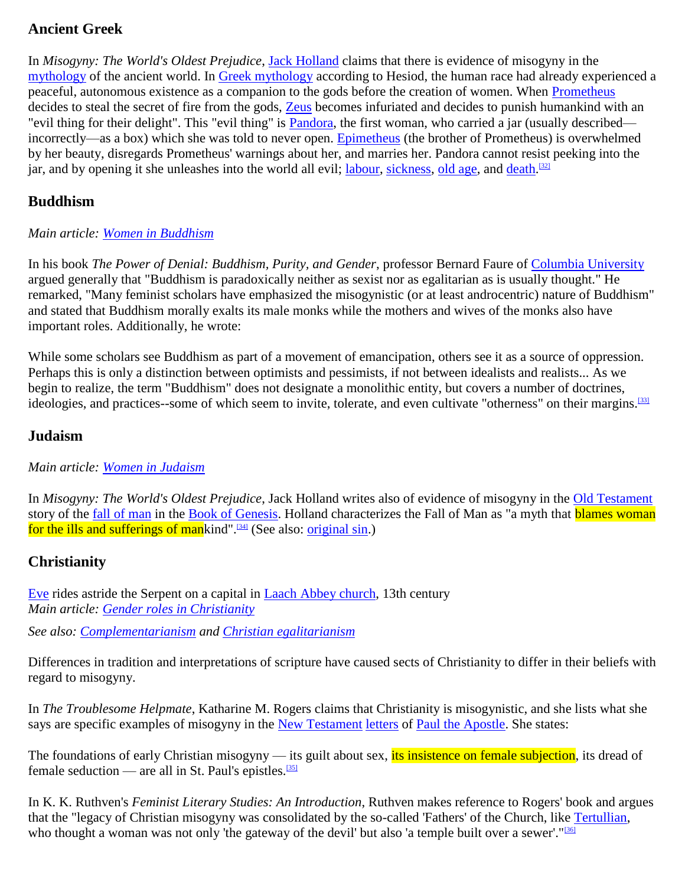### Ancient Greek

In *Misogyny: The World's Oldest Prejudice*, Jack Holland claims that there is evidence of misogyny in the mythology of the ancient world. In Greek mythology according to Hesiod, the human race had already experienced a peaceful, autonomous existence as a companion to the gods before the creation of women. When Prometheus decides to steal the secret of fire from the gods, Zeus becomes infuriated and decides to punish humankind with an "evil thing for their delight". This "evil thing" is Pandora, the first woman, who carried a jar (usually described—incorrectly—as a box) which she was told to never open. Epimetheus (the brother of Prometheus) is overwhelmed by her beauty, disregards Prometheus' warnings about her, and marries her. Pandora cannot resist peeking into the jar, and by opening it she unleashes into the world all evil; labour, sickness, old age, and death.[32]

### Buddhism

*Main article: Women in Buddhism*

In his book *The Power of Denial: Buddhism, Purity, and Gender*, professor Bernard Faure of Columbia University argued generally that "Buddhism is paradoxically neither as sexist nor as egalitarian as is usually thought." He remarked, "Many feminist scholars have emphasized the misogynistic (or at least androcentric) nature of Buddhism" and stated that Buddhism morally exalts its male monks while the mothers and wives of the monks also have important roles. Additionally, he wrote:

While some scholars see Buddhism as part of a movement of emancipation, others see it as a source of oppression. Perhaps this is only a distinction between optimists and pessimists, if not between idealists and realists... As we begin to realize, the term "Buddhism" does not designate a monolithic entity, but covers a number of doctrines, ideologies, and practices--some of which seem to invite, tolerate, and even cultivate "otherness" on their margins.[33]

### Judaism

*Main article: Women in Judaism*

In *Misogyny: The World's Oldest Prejudice*, Jack Holland writes also of evidence of misogyny in the Old Testament story of the fall of man in the Book of Genesis. Holland characterizes the Fall of Man as "a myth that blames woman for the ills and sufferings of mankind".[34] (See also: original sin.)

### Christianity

Eve rides astride the Serpent on a capital in Laach Abbey church, 13th century

*Main article: Gender roles in Christianity*

*See also: Complementarianism and Christian egalitarianism*

Differences in tradition and interpretations of scripture have caused sects of Christianity to differ in their beliefs with regard to misogyny.

In *The Troublesome Helpmate*, Katharine M. Rogers claims that Christianity is misogynistic, and she lists what she says are specific examples of misogyny in the New Testament letters of Paul the Apostle. She states:

The foundations of early Christian misogyny — its guilt about sex, its insistence on female subjection, its dread of female seduction — are all in St. Paul's epistles.[35]

In K. K. Ruthven's *Feminist Literary Studies: An Introduction*, Ruthven makes reference to Rogers' book and argues that the "legacy of Christian misogyny was consolidated by the so-called 'Fathers' of the Church, like Tertullian, who thought a woman was not only 'the gateway of the devil' but also 'a temple built over a sewer'."[36]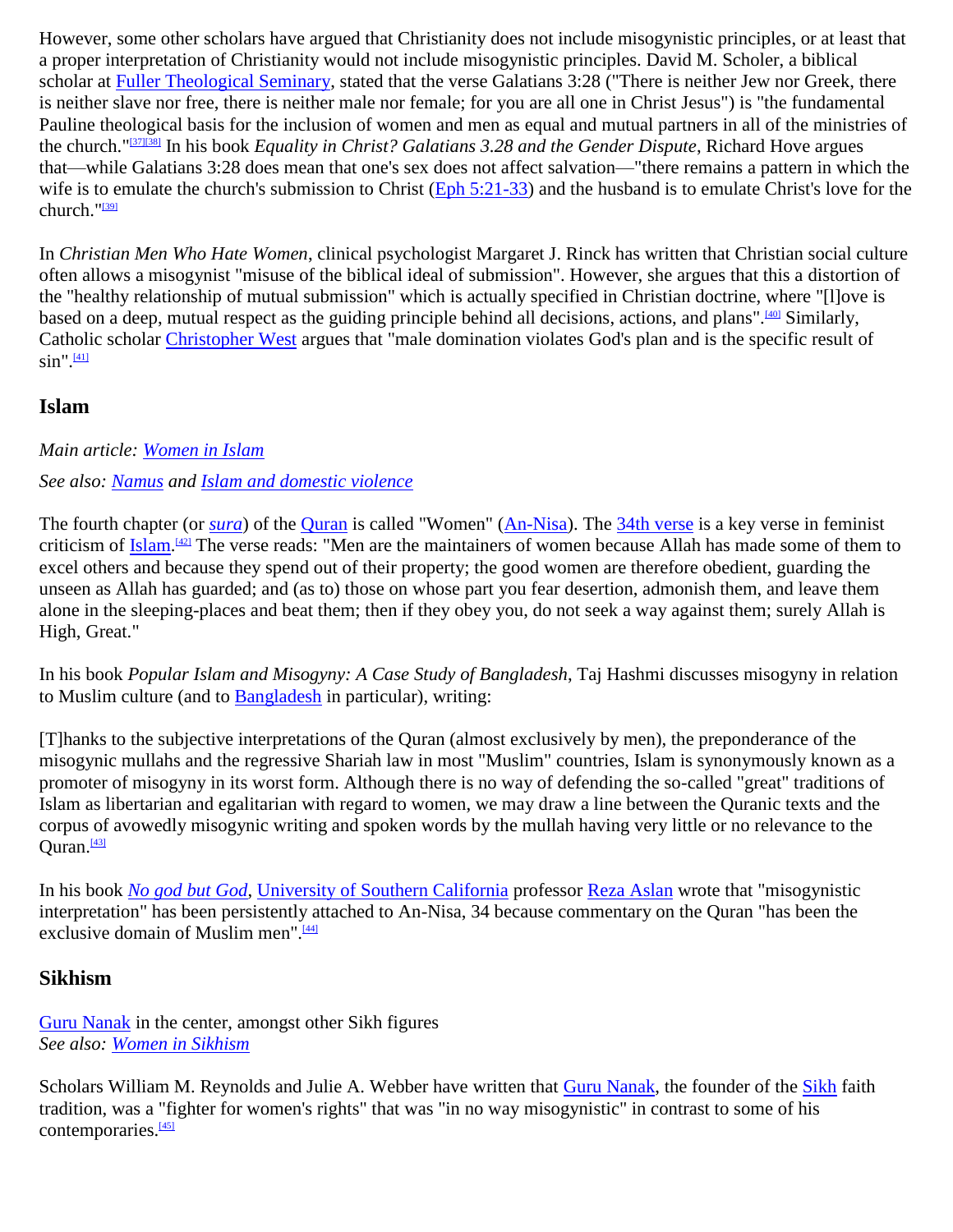However, some other scholars have argued that Christianity does not include misogynistic principles, or at least that a proper interpretation of Christianity would not include misogynistic principles. David M. Scholer, a biblical scholar at Fuller Theological Seminary, stated that the verse Galatians 3:28 ("There is neither Jew nor Greek, there is neither slave nor free, there is neither male nor female; for you are all one in Christ Jesus") is "the fundamental Pauline theological basis for the inclusion of women and men as equal and mutual partners in all of the ministries of the church."[37][38] In his book *Equality in Christ? Galatians 3.28 and the Gender Dispute*, Richard Hove argues that—while Galatians 3:28 does mean that one's sex does not affect salvation—"there remains a pattern in which the wife is to emulate the church's submission to Christ (Eph 5:21-33) and the husband is to emulate Christ's love for the church."[39]

In *Christian Men Who Hate Women*, clinical psychologist Margaret J. Rinck has written that Christian social culture often allows a misogynist "misuse of the biblical ideal of submission". However, she argues that this a distortion of the "healthy relationship of mutual submission" which is actually specified in Christian doctrine, where "[l]ove is based on a deep, mutual respect as the guiding principle behind all decisions, actions, and plans".[40] Similarly, Catholic scholar Christopher West argues that "male domination violates God's plan and is the specific result of sin".[41]

## Islam

*Main article: Women in Islam*

*See also: Namus and Islam and domestic violence*

The fourth chapter (or *sura*) of the Quran is called "Women" (An-Nisa). The 34th verse is a key verse in feminist criticism of Islam.[42] The verse reads: "Men are the maintainers of women because Allah has made some of them to excel others and because they spend out of their property; the good women are therefore obedient, guarding the unseen as Allah has guarded; and (as to) those on whose part you fear desertion, admonish them, and leave them alone in the sleeping-places and beat them; then if they obey you, do not seek a way against them; surely Allah is High, Great."

In his book *Popular Islam and Misogyny: A Case Study of Bangladesh*, Taj Hashmi discusses misogyny in relation to Muslim culture (and to Bangladesh in particular), writing:

[T]hanks to the subjective interpretations of the Quran (almost exclusively by men), the preponderance of the misogynic mullahs and the regressive Shariah law in most "Muslim" countries, Islam is synonymously known as a promoter of misogyny in its worst form. Although there is no way of defending the so-called "great" traditions of Islam as libertarian and egalitarian with regard to women, we may draw a line between the Quranic texts and the corpus of avowedly misogynic writing and spoken words by the mullah having very little or no relevance to the Quran.[43]

In his book *No god but God*, University of Southern California professor Reza Aslan wrote that "misogynistic interpretation" has been persistently attached to An-Nisa, 34 because commentary on the Quran "has been the exclusive domain of Muslim men".[44]

## Sikhism

Guru Nanak in the center, amongst other Sikh figures
*See also: Women in Sikhism*

Scholars William M. Reynolds and Julie A. Webber have written that Guru Nanak, the founder of the Sikh faith tradition, was a "fighter for women's rights" that was "in no way misogynistic" in contrast to some of his contemporaries.[45]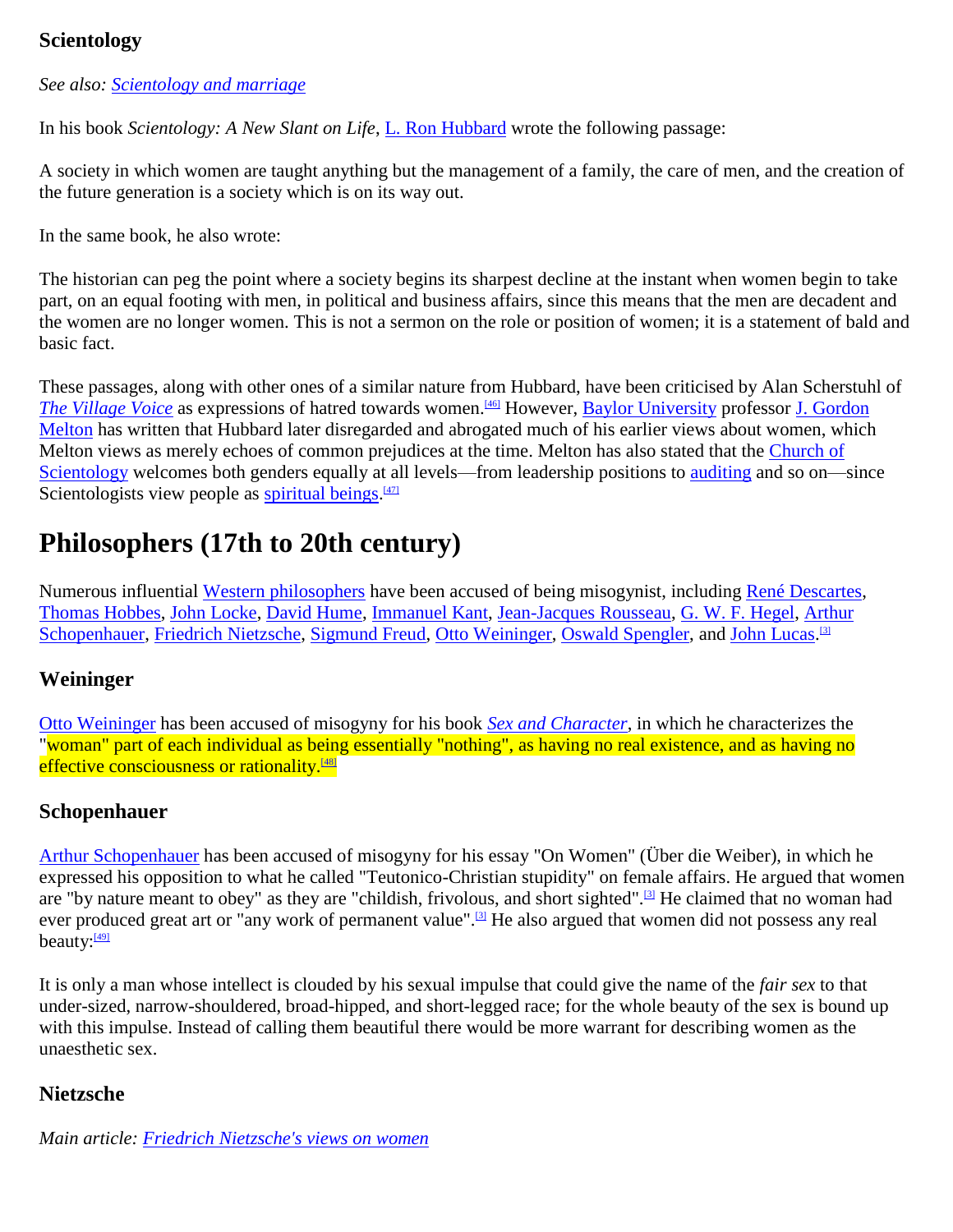### Scientology

*See also: Scientology and marriage*

In his book *Scientology: A New Slant on Life*, L. Ron Hubbard wrote the following passage:

A society in which women are taught anything but the management of a family, the care of men, and the creation of the future generation is a society which is on its way out.

In the same book, he also wrote:

The historian can peg the point where a society begins its sharpest decline at the instant when women begin to take part, on an equal footing with men, in political and business affairs, since this means that the men are decadent and the women are no longer women. This is not a sermon on the role or position of women; it is a statement of bald and basic fact.

These passages, along with other ones of a similar nature from Hubbard, have been criticised by Alan Scherstuhl of *The Village Voice* as expressions of hatred towards women.[46] However, Baylor University professor J. Gordon Melton has written that Hubbard later disregarded and abrogated much of his earlier views about women, which Melton views as merely echoes of common prejudices at the time. Melton has also stated that the Church of Scientology welcomes both genders equally at all levels—from leadership positions to auditing and so on—since Scientologists view people as spiritual beings.[47]

## Philosophers (17th to 20th century)

Numerous influential Western philosophers have been accused of being misogynist, including René Descartes, Thomas Hobbes, John Locke, David Hume, Immanuel Kant, Jean-Jacques Rousseau, G. W. F. Hegel, Arthur Schopenhauer, Friedrich Nietzsche, Sigmund Freud, Otto Weininger, Oswald Spengler, and John Lucas.[3]

### Weininger

Otto Weininger has been accused of misogyny for his book *Sex and Character*, in which he characterizes the "woman" part of each individual as being essentially "nothing", as having no real existence, and as having no effective consciousness or rationality.[48]

### Schopenhauer

Arthur Schopenhauer has been accused of misogyny for his essay "On Women" (Über die Weiber), in which he expressed his opposition to what he called "Teutonico-Christian stupidity" on female affairs. He argued that women are "by nature meant to obey" as they are "childish, frivolous, and short sighted".[3] He claimed that no woman had ever produced great art or "any work of permanent value".[3] He also argued that women did not possess any real beauty:[49]

It is only a man whose intellect is clouded by his sexual impulse that could give the name of the *fair sex* to that under-sized, narrow-shouldered, broad-hipped, and short-legged race; for the whole beauty of the sex is bound up with this impulse. Instead of calling them beautiful there would be more warrant for describing women as the unaesthetic sex.

### Nietzsche

*Main article: Friedrich Nietzsche's views on women*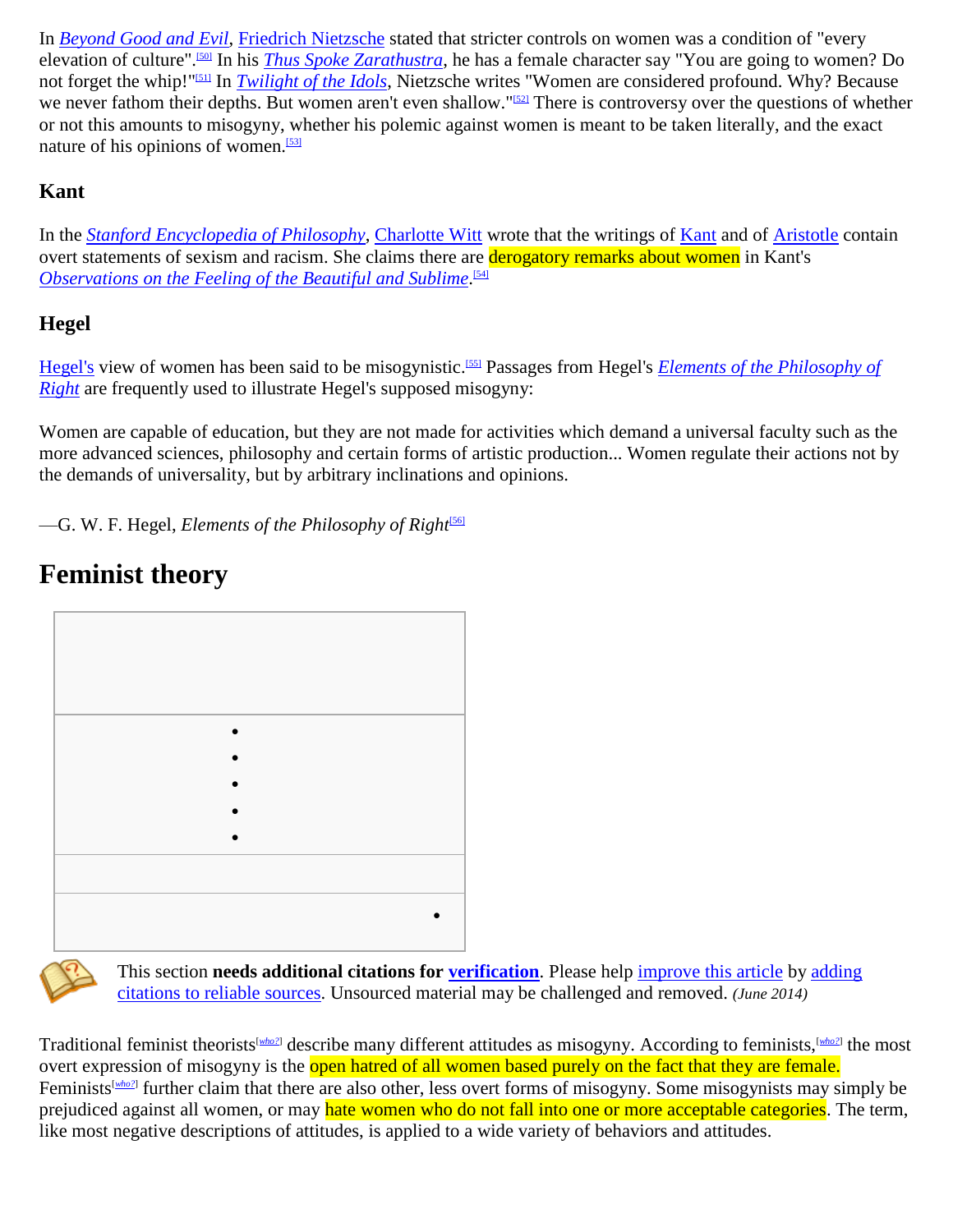In *Beyond Good and Evil*, Friedrich Nietzsche stated that stricter controls on women was a condition of "every elevation of culture".[50] In his *Thus Spoke Zarathustra*, he has a female character say "You are going to women? Do not forget the whip!"[51] In *Twilight of the Idols*, Nietzsche writes "Women are considered profound. Why? Because we never fathom their depths. But women aren't even shallow."[52] There is controversy over the questions of whether or not this amounts to misogyny, whether his polemic against women is meant to be taken literally, and the exact nature of his opinions of women.[53]

### Kant

In the *Stanford Encyclopedia of Philosophy*, Charlotte Witt wrote that the writings of Kant and of Aristotle contain overt statements of sexism and racism. She claims there are derogatory remarks about women in Kant's *Observations on the Feeling of the Beautiful and Sublime*.[54]

### Hegel

Hegel's view of women has been said to be misogynistic.[55] Passages from Hegel's *Elements of the Philosophy of Right* are frequently used to illustrate Hegel's supposed misogyny:

> Women are capable of education, but they are not made for activities which demand a universal faculty such as the more advanced sciences, philosophy and certain forms of artistic production... Women regulate their actions not by the demands of universality, but by arbitrary inclinations and opinions.
>
> —G. W. F. Hegel, *Elements of the Philosophy of Right*[56]

## Feminist theory

This section **needs additional citations for verification**. Please help improve this article by adding citations to reliable sources. Unsourced material may be challenged and removed. *(June 2014)*

Traditional feminist theorists[who?] describe many different attitudes as misogyny. According to feminists,[who?] the most overt expression of misogyny is the open hatred of all women based purely on the fact that they are female. Feminists[who?] further claim that there are also other, less overt forms of misogyny. Some misogynists may simply be prejudiced against all women, or may hate women who do not fall into one or more acceptable categories. The term, like most negative descriptions of attitudes, is applied to a wide variety of behaviors and attitudes.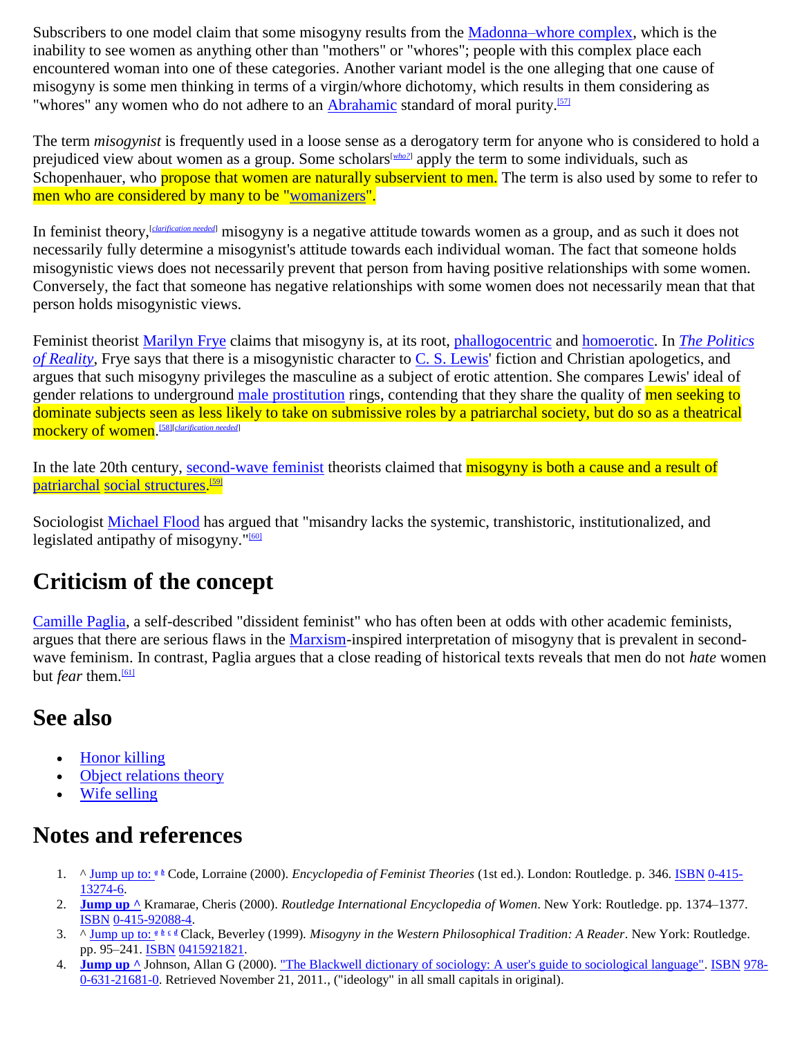Subscribers to one model claim that some misogyny results from the Madonna–whore complex, which is the inability to see women as anything other than "mothers" or "whores"; people with this complex place each encountered woman into one of these categories. Another variant model is the one alleging that one cause of misogyny is some men thinking in terms of a virgin/whore dichotomy, which results in them considering as "whores" any women who do not adhere to an Abrahamic standard of moral purity.[57]

The term *misogynist* is frequently used in a loose sense as a derogatory term for anyone who is considered to hold a prejudiced view about women as a group. Some scholars[*who?*] apply the term to some individuals, such as Schopenhauer, who propose that women are naturally subservient to men. The term is also used by some to refer to men who are considered by many to be "womanizers".

In feminist theory,[*clarification needed*] misogyny is a negative attitude towards women as a group, and as such it does not necessarily fully determine a misogynist's attitude towards each individual woman. The fact that someone holds misogynistic views does not necessarily prevent that person from having positive relationships with some women. Conversely, the fact that someone has negative relationships with some women does not necessarily mean that that person holds misogynistic views.

Feminist theorist Marilyn Frye claims that misogyny is, at its root, phallogocentric and homoerotic. In *The Politics of Reality*, Frye says that there is a misogynistic character to C. S. Lewis' fiction and Christian apologetics, and argues that such misogyny privileges the masculine as a subject of erotic attention. She compares Lewis' ideal of gender relations to underground male prostitution rings, contending that they share the quality of men seeking to dominate subjects seen as less likely to take on submissive roles by a patriarchal society, but do so as a theatrical mockery of women.[58][*clarification needed*]

In the late 20th century, second-wave feminist theorists claimed that misogyny is both a cause and a result of patriarchal social structures.[59]

Sociologist Michael Flood has argued that "misandry lacks the systemic, transhistoric, institutionalized, and legislated antipathy of misogyny."[60]

## Criticism of the concept

Camille Paglia, a self-described "dissident feminist" who has often been at odds with other academic feminists, argues that there are serious flaws in the Marxism-inspired interpretation of misogyny that is prevalent in second-wave feminism. In contrast, Paglia argues that a close reading of historical texts reveals that men do not *hate* women but *fear* them.[61]

## See also

- Honor killing
- Object relations theory
- Wife selling

## Notes and references

1. ^ Jump up to: *a* *b* Code, Lorraine (2000). *Encyclopedia of Feminist Theories* (1st ed.). London: Routledge. p. 346. ISBN 0-415-13274-6.
2. **Jump up ^** Kramarae, Cheris (2000). *Routledge International Encyclopedia of Women*. New York: Routledge. pp. 1374–1377. ISBN 0-415-92088-4.
3. ^ Jump up to: *a* *b* *c* *d* Clack, Beverley (1999). *Misogyny in the Western Philosophical Tradition: A Reader*. New York: Routledge. pp. 95–241. ISBN 0415921821.
4. **Jump up ^** Johnson, Allan G (2000). "The Blackwell dictionary of sociology: A user's guide to sociological language". ISBN 978-0-631-21681-0. Retrieved November 21, 2011., ("ideology" in all small capitals in original).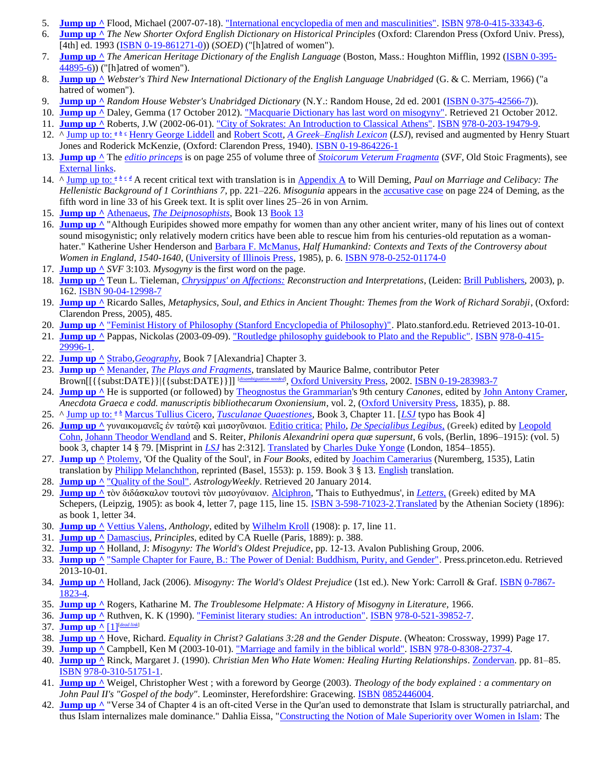5. **Jump up ^** Flood, Michael (2007-07-18). "International encyclopedia of men and masculinities". ISBN 978-0-415-33343-6.
6. **Jump up ^** *The New Shorter Oxford English Dictionary on Historical Principles* (Oxford: Clarendon Press (Oxford Univ. Press), [4th] ed. 1993 (ISBN 0-19-861271-0)) (*SOED*) ("[h]atred of women").
7. **Jump up ^** *The American Heritage Dictionary of the English Language* (Boston, Mass.: Houghton Mifflin, 1992 (ISBN 0-395-44895-6)) ("[h]atred of women").
8. **Jump up ^** *Webster's Third New International Dictionary of the English Language Unabridged* (G. & C. Merriam, 1966) ("a hatred of women").
9. **Jump up ^** *Random House Webster's Unabridged Dictionary* (N.Y.: Random House, 2d ed. 2001 (ISBN 0-375-42566-7)).
10. **Jump up ^** Daley, Gemma (17 October 2012). "Macquarie Dictionary has last word on misogyny". Retrieved 21 October 2012.
11. **Jump up ^** Roberts, J.W (2002-06-01). "City of Sokrates: An Introduction to Classical Athens". ISBN 978-0-203-19479-9.
12. ^ Jump up to: *a b c* Henry George Liddell and Robert Scott, *A Greek–English Lexicon* (*LSJ*), revised and augmented by Henry Stuart Jones and Roderick McKenzie, (Oxford: Clarendon Press, 1940). ISBN 0-19-864226-1
13. **Jump up ^** The *editio princeps* is on page 255 of volume three of *Stoicorum Veterum Fragmenta* (*SVF*, Old Stoic Fragments), see External links.
14. ^ Jump up to: *a b c d* A recent critical text with translation is in Appendix A to Will Deming, *Paul on Marriage and Celibacy: The Hellenistic Background of 1 Corinthians 7*, pp. 221–226. *Misogunia* appears in the accusative case on page 224 of Deming, as the fifth word in line 33 of his Greek text. It is split over lines 25–26 in von Arnim.
15. **Jump up ^** Athenaeus, *The Deipnosophists*, Book 13 Book 13
16. **Jump up ^** "Although Euripides showed more empathy for women than any other ancient writer, many of his lines out of context sound misogynistic; only relatively modern critics have been able to rescue him from his centuries-old reputation as a woman-hater." Katherine Usher Henderson and Barbara F. McManus, *Half Humankind: Contexts and Texts of the Controversy about Women in England, 1540-1640*, (University of Illinois Press, 1985), p. 6. ISBN 978-0-252-01174-0
17. **Jump up ^** *SVF* 3:103. *Mysogyny* is the first word on the page.
18. **Jump up ^** Teun L. Tieleman, *Chrysippus' on Affections: Reconstruction and Interpretations*, (Leiden: Brill Publishers, 2003), p. 162. ISBN 90-04-12998-7
19. **Jump up ^** Ricardo Salles, *Metaphysics, Soul, and Ethics in Ancient Thought: Themes from the Work of Richard Sorabji*, (Oxford: Clarendon Press, 2005), 485.
20. **Jump up ^** "Feminist History of Philosophy (Stanford Encyclopedia of Philosophy)". Plato.stanford.edu. Retrieved 2013-10-01.
21. **Jump up ^** Pappas, Nickolas (2003-09-09). "Routledge philosophy guidebook to Plato and the Republic". ISBN 978-0-415-29996-1.
22. **Jump up ^** Strabo, *Geography*, Book 7 [Alexandria] Chapter 3.
23. **Jump up ^** Menander, *The Plays and Fragments*, translated by Maurice Balme, contributor Peter Brown[[{{subst:DATE}}|{{subst:DATE}}]] [disambiguation needed], Oxford University Press, 2002. ISBN 0-19-283983-7
24. **Jump up ^** He is supported (or followed) by Theognostus the Grammarian's 9th century *Canones*, edited by John Antony Cramer, *Anecdota Graeca e codd. manuscriptis bibliothecarum Oxoniensium*, vol. 2, (Oxford University Press, 1835), p. 88.
25. ^ Jump up to: *a b* Marcus Tullius Cicero, *Tusculanae Quaestiones*, Book 3, Chapter 11. [*LSJ* typo has Book 4]
26. **Jump up ^** γυναικομανεῖς ἐν ταὐτῷ καὶ μισογύναιοι. Editio critica: Philo, *De Specialibus Legibus*, **(Greek)** edited by Leopold Cohn, Johann Theodor Wendland and S. Reiter, *Philonis Alexandrini opera quæ supersunt*, 6 vols, (Berlin, 1896–1915): (vol. 5) book 3, chapter 14 § 79. [Misprint in *LSJ* has 2:312]. Translated by Charles Duke Yonge (London, 1854–1855).
27. **Jump up ^** Ptolemy, 'Of the Quality of the Soul', in *Four Books*, edited by Joachim Camerarius (Nuremberg, 1535), Latin translation by Philipp Melanchthon, reprinted (Basel, 1553): p. 159. Book 3 § 13. English translation.
28. **Jump up ^** "Quality of the Soul". *AstrologyWeekly*. Retrieved 20 January 2014.
29. **Jump up ^** τὸν διδάσκαλον τουτονὶ τὸν μισογύναιον. Alciphron, 'Thais to Euthyedmus', in *Letters*, **(Greek)** edited by MA Schepers, (Leipzig, 1905): as book 4, letter 7, page 115, line 15. ISBN 3-598-71023-2.Translated by the Athenian Society (1896): as book 1, letter 34.
30. **Jump up ^** Vettius Valens, *Anthology*, edited by Wilhelm Kroll (1908): p. 17, line 11.
31. **Jump up ^** Damascius, *Principles*, edited by CA Ruelle (Paris, 1889): p. 388.
32. **Jump up ^** Holland, J: *Misogyny: The World's Oldest Prejudice*, pp. 12-13. Avalon Publishing Group, 2006.
33. **Jump up ^** "Sample Chapter for Faure, B.: The Power of Denial: Buddhism, Purity, and Gender". Press.princeton.edu. Retrieved 2013-10-01.
34. **Jump up ^** Holland, Jack (2006). *Misogyny: The World's Oldest Prejudice* (1st ed.). New York: Carroll & Graf. ISBN 0-7867-1823-4.
35. **Jump up ^** Rogers, Katharine M. *The Troublesome Helpmate: A History of Misogyny in Literature*, 1966.
36. **Jump up ^** Ruthven, K. K (1990). "Feminist literary studies: An introduction". ISBN 978-0-521-39852-7.
37. **Jump up ^** [1][dead link]
38. **Jump up ^** Hove, Richard. *Equality in Christ? Galatians 3:28 and the Gender Dispute*. (Wheaton: Crossway, 1999) Page 17.
39. **Jump up ^** Campbell, Ken M (2003-10-01). "Marriage and family in the biblical world". ISBN 978-0-8308-2737-4.
40. **Jump up ^** Rinck, Margaret J. (1990). *Christian Men Who Hate Women: Healing Hurting Relationships*. Zondervan. pp. 81–85. ISBN 978-0-310-51751-1.
41. **Jump up ^** Weigel, Christopher West ; with a foreword by George (2003). *Theology of the body explained : a commentary on John Paul II's "Gospel of the body"*. Leominster, Herefordshire: Gracewing. ISBN 0852446004.
42. **Jump up ^** "Verse 34 of Chapter 4 is an oft-cited Verse in the Qur'an used to demonstrate that Islam is structurally patriarchal, and thus Islam internalizes male dominance." Dahlia Eissa, "Constructing the Notion of Male Superiority over Women in Islam: The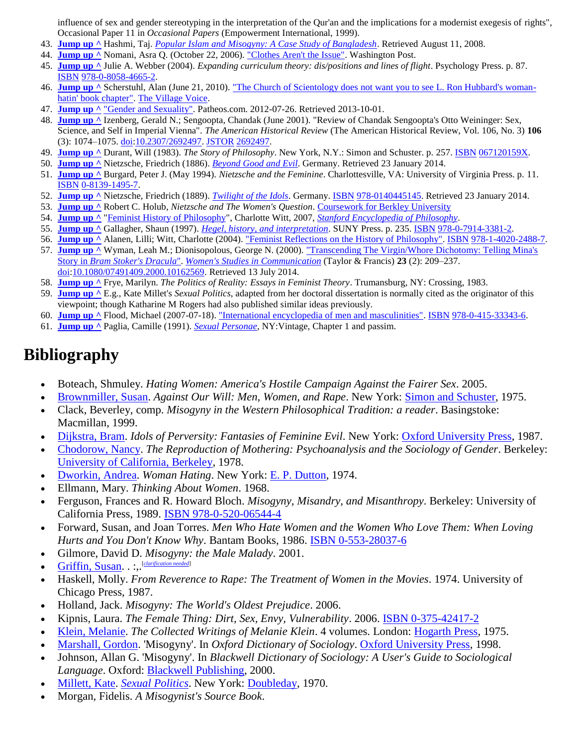influence of sex and gender stereotyping in the interpretation of the Qur'an and the implications for a modernist exegesis of rights", Occasional Paper 11 in *Occasional Papers* (Empowerment International, 1999).

43. **Jump up ^** Hashmi, Taj. *Popular Islam and Misogyny: A Case Study of Bangladesh*. Retrieved August 11, 2008.
44. **Jump up ^** Nomani, Asra Q. (October 22, 2006). "Clothes Aren't the Issue". Washington Post.
45. **Jump up ^** Julie A. Webber (2004). *Expanding curriculum theory: dis/positions and lines of flight*. Psychology Press. p. 87. ISBN 978-0-8058-4665-2.
46. **Jump up ^** Scherstuhl, Alan (June 21, 2010). "The Church of Scientology does not want you to see L. Ron Hubbard's woman-hatin' book chapter". The Village Voice.
47. **Jump up ^** "Gender and Sexuality". Patheos.com. 2012-07-26. Retrieved 2013-10-01.
48. **Jump up ^** Izenberg, Gerald N.; Sengoopta, Chandak (June 2001). "Review of Chandak Sengoopta's Otto Weininger: Sex, Science, and Self in Imperial Vienna". *The American Historical Review* (The American Historical Review, Vol. 106, No. 3) **106** (3): 1074–1075. doi:10.2307/2692497. JSTOR 2692497.
49. **Jump up ^** Durant, Will (1983). *The Story of Philosophy*. New York, N.Y.: Simon and Schuster. p. 257. ISBN 067120159X.
50. **Jump up ^** Nietzsche, Friedrich (1886). *Beyond Good and Evil*. Germany. Retrieved 23 January 2014.
51. **Jump up ^** Burgard, Peter J. (May 1994). *Nietzsche and the Feminine*. Charlottesville, VA: University of Virginia Press. p. 11. ISBN 0-8139-1495-7.
52. **Jump up ^** Nietzsche, Friedrich (1889). *Twilight of the Idols*. Germany. ISBN 978-0140445145. Retrieved 23 January 2014.
53. **Jump up ^** Robert C. Holub, *Nietzsche and The Women's Question*. Coursework for Berkley University
54. **Jump up ^** "Feminist History of Philosophy", Charlotte Witt, 2007, *Stanford Encyclopedia of Philosophy*.
55. **Jump up ^** Gallagher, Shaun (1997). *Hegel, history, and interpretation*. SUNY Press. p. 235. ISBN 978-0-7914-3381-2.
56. **Jump up ^** Alanen, Lilli; Witt, Charlotte (2004). "Feminist Reflections on the History of Philosophy". ISBN 978-1-4020-2488-7.
57. **Jump up ^** Wyman, Leah M.; Dionisopolous, George N. (2000). "Transcending The Virgin/Whore Dichotomy: Telling Mina's Story in *Bram Stoker's Dracula*". *Women's Studies in Communication* (Taylor & Francis) **23** (2): 209–237. doi:10.1080/07491409.2000.10162569. Retrieved 13 July 2014.
58. **Jump up ^** Frye, Marilyn. *The Politics of Reality: Essays in Feminist Theory*. Trumansburg, NY: Crossing, 1983.
59. **Jump up ^** E.g., Kate Millet's *Sexual Politics*, adapted from her doctoral dissertation is normally cited as the originator of this viewpoint; though Katharine M Rogers had also published similar ideas previously.
60. **Jump up ^** Flood, Michael (2007-07-18). "International encyclopedia of men and masculinities". ISBN 978-0-415-33343-6.
61. **Jump up ^** Paglia, Camille (1991). *Sexual Personae*, NY:Vintage, Chapter 1 and passim.

# Bibliography

- Boteach, Shmuley. *Hating Women: America's Hostile Campaign Against the Fairer Sex*. 2005.
- Brownmiller, Susan. *Against Our Will: Men, Women, and Rape*. New York: Simon and Schuster, 1975.
- Clack, Beverley, comp. *Misogyny in the Western Philosophical Tradition: a reader*. Basingstoke: Macmillan, 1999.
- Dijkstra, Bram. *Idols of Perversity: Fantasies of Feminine Evil*. New York: Oxford University Press, 1987.
- Chodorow, Nancy. *The Reproduction of Mothering: Psychoanalysis and the Sociology of Gender*. Berkeley: University of California, Berkeley, 1978.
- Dworkin, Andrea. *Woman Hating*. New York: E. P. Dutton, 1974.
- Ellmann, Mary. *Thinking About Women*. 1968.
- Ferguson, Frances and R. Howard Bloch. *Misogyny, Misandry, and Misanthropy*. Berkeley: University of California Press, 1989. ISBN 978-0-520-06544-4
- Forward, Susan, and Joan Torres. *Men Who Hate Women and the Women Who Love Them: When Loving Hurts and You Don't Know Why*. Bantam Books, 1986. ISBN 0-553-28037-6
- Gilmore, David D. *Misogyny: the Male Malady*. 2001.
- Griffin, Susan. . :,.[clarification needed]
- Haskell, Molly. *From Reverence to Rape: The Treatment of Women in the Movies*. 1974. University of Chicago Press, 1987.
- Holland, Jack. *Misogyny: The World's Oldest Prejudice*. 2006.
- Kipnis, Laura. *The Female Thing: Dirt, Sex, Envy, Vulnerability*. 2006. ISBN 0-375-42417-2
- Klein, Melanie. *The Collected Writings of Melanie Klein*. 4 volumes. London: Hogarth Press, 1975.
- Marshall, Gordon. 'Misogyny'. In *Oxford Dictionary of Sociology*. Oxford University Press, 1998.
- Johnson, Allan G. 'Misogyny'. In *Blackwell Dictionary of Sociology: A User's Guide to Sociological Language*. Oxford: Blackwell Publishing, 2000.
- Millett, Kate. *Sexual Politics*. New York: Doubleday, 1970.
- Morgan, Fidelis. *A Misogynist's Source Book*.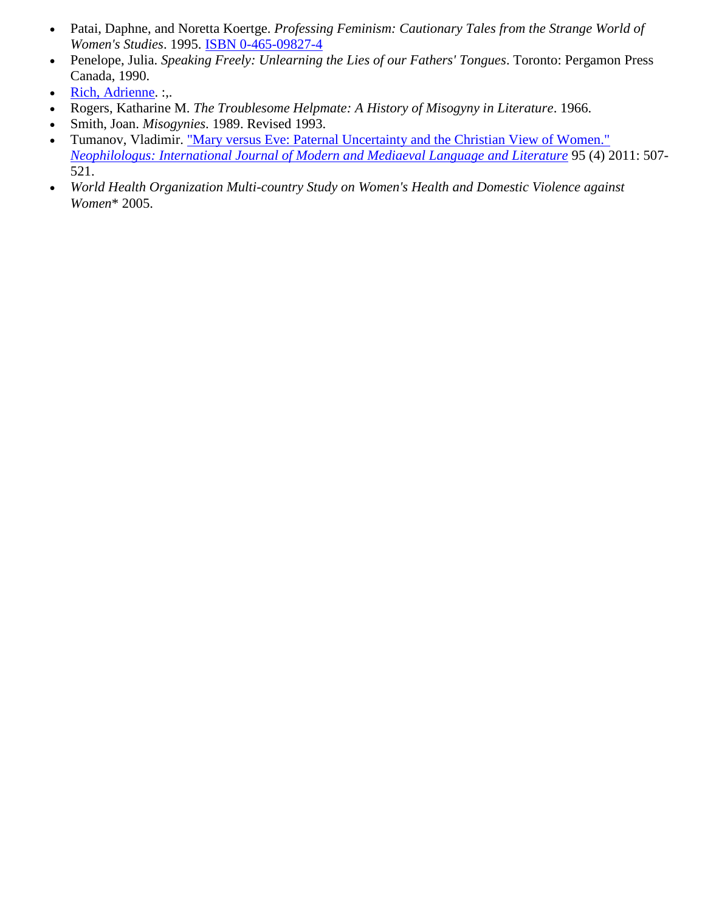- Patai, Daphne, and Noretta Koertge. *Professing Feminism: Cautionary Tales from the Strange World of Women's Studies*. 1995. ISBN 0-465-09827-4
- Penelope, Julia. *Speaking Freely: Unlearning the Lies of our Fathers' Tongues*. Toronto: Pergamon Press Canada, 1990.
- Rich, Adrienne. :,.
- Rogers, Katharine M. *The Troublesome Helpmate: A History of Misogyny in Literature*. 1966.
- Smith, Joan. *Misogynies*. 1989. Revised 1993.
- Tumanov, Vladimir. "Mary versus Eve: Paternal Uncertainty and the Christian View of Women." *Neophilologus: International Journal of Modern and Mediaeval Language and Literature* 95 (4) 2011: 507-521.
- *World Health Organization Multi-country Study on Women's Health and Domestic Violence against Women** 2005.